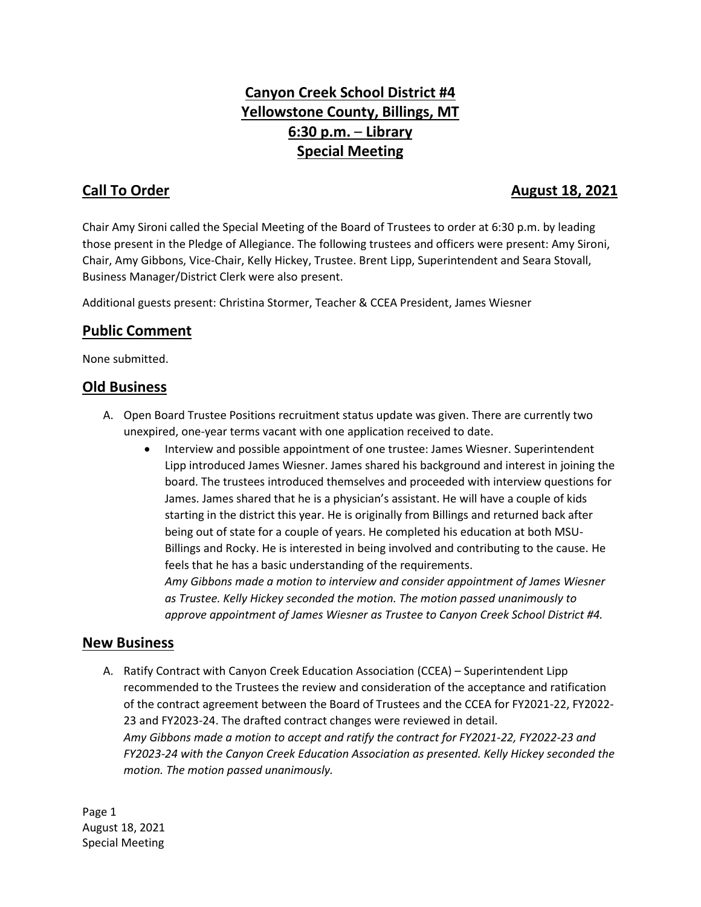# Canyon Creek School District #4
# Yellowstone County, Billings, MT
# 6:30 p.m. – Library
# Special Meeting

## Call To Order — August 18, 2021

Chair Amy Sironi called the Special Meeting of the Board of Trustees to order at 6:30 p.m. by leading those present in the Pledge of Allegiance. The following trustees and officers were present: Amy Sironi, Chair, Amy Gibbons, Vice-Chair, Kelly Hickey, Trustee. Brent Lipp, Superintendent and Seara Stovall, Business Manager/District Clerk were also present.

Additional guests present: Christina Stormer, Teacher & CCEA President, James Wiesner

## Public Comment

None submitted.

## Old Business

A. Open Board Trustee Positions recruitment status update was given. There are currently two unexpired, one-year terms vacant with one application received to date.
   - Interview and possible appointment of one trustee: James Wiesner. Superintendent Lipp introduced James Wiesner. James shared his background and interest in joining the board. The trustees introduced themselves and proceeded with interview questions for James. James shared that he is a physician's assistant. He will have a couple of kids starting in the district this year. He is originally from Billings and returned back after being out of state for a couple of years. He completed his education at both MSU-Billings and Rocky. He is interested in being involved and contributing to the cause. He feels that he has a basic understanding of the requirements.
     *Amy Gibbons made a motion to interview and consider appointment of James Wiesner as Trustee. Kelly Hickey seconded the motion. The motion passed unanimously to approve appointment of James Wiesner as Trustee to Canyon Creek School District #4.*

## New Business

A. Ratify Contract with Canyon Creek Education Association (CCEA) – Superintendent Lipp recommended to the Trustees the review and consideration of the acceptance and ratification of the contract agreement between the Board of Trustees and the CCEA for FY2021-22, FY2022-23 and FY2023-24. The drafted contract changes were reviewed in detail.
   *Amy Gibbons made a motion to accept and ratify the contract for FY2021-22, FY2022-23 and FY2023-24 with the Canyon Creek Education Association as presented. Kelly Hickey seconded the motion. The motion passed unanimously.*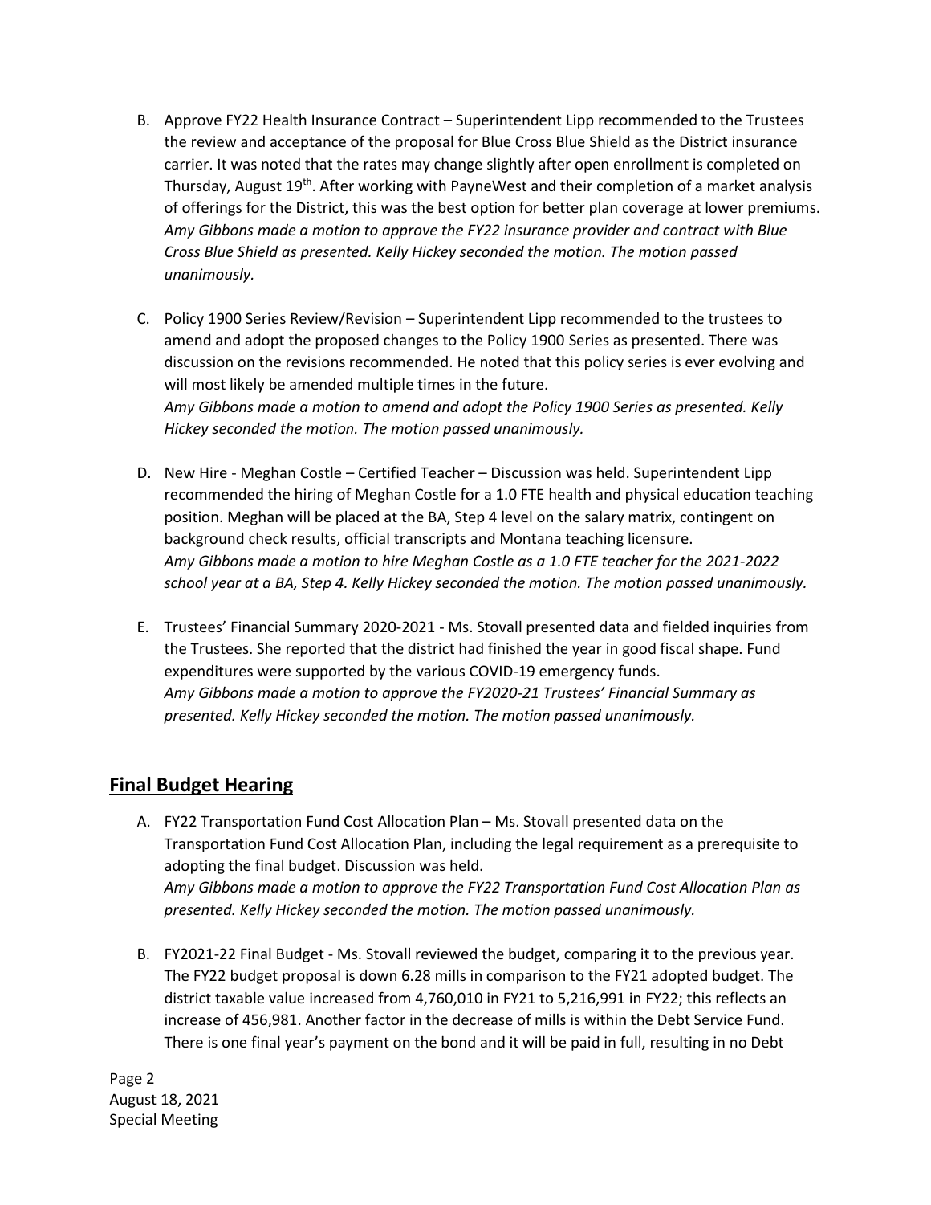B. Approve FY22 Health Insurance Contract – Superintendent Lipp recommended to the Trustees the review and acceptance of the proposal for Blue Cross Blue Shield as the District insurance carrier. It was noted that the rates may change slightly after open enrollment is completed on Thursday, August 19th. After working with PayneWest and their completion of a market analysis of offerings for the District, this was the best option for better plan coverage at lower premiums. *Amy Gibbons made a motion to approve the FY22 insurance provider and contract with Blue Cross Blue Shield as presented. Kelly Hickey seconded the motion. The motion passed unanimously.*

C. Policy 1900 Series Review/Revision – Superintendent Lipp recommended to the trustees to amend and adopt the proposed changes to the Policy 1900 Series as presented. There was discussion on the revisions recommended. He noted that this policy series is ever evolving and will most likely be amended multiple times in the future.
*Amy Gibbons made a motion to amend and adopt the Policy 1900 Series as presented. Kelly Hickey seconded the motion. The motion passed unanimously.*

D. New Hire - Meghan Costle – Certified Teacher – Discussion was held. Superintendent Lipp recommended the hiring of Meghan Costle for a 1.0 FTE health and physical education teaching position. Meghan will be placed at the BA, Step 4 level on the salary matrix, contingent on background check results, official transcripts and Montana teaching licensure.
*Amy Gibbons made a motion to hire Meghan Costle as a 1.0 FTE teacher for the 2021-2022 school year at a BA, Step 4. Kelly Hickey seconded the motion. The motion passed unanimously.*

E. Trustees' Financial Summary 2020-2021 - Ms. Stovall presented data and fielded inquiries from the Trustees. She reported that the district had finished the year in good fiscal shape. Fund expenditures were supported by the various COVID-19 emergency funds.
*Amy Gibbons made a motion to approve the FY2020-21 Trustees' Financial Summary as presented. Kelly Hickey seconded the motion. The motion passed unanimously.*

## Final Budget Hearing

A. FY22 Transportation Fund Cost Allocation Plan – Ms. Stovall presented data on the Transportation Fund Cost Allocation Plan, including the legal requirement as a prerequisite to adopting the final budget. Discussion was held.
*Amy Gibbons made a motion to approve the FY22 Transportation Fund Cost Allocation Plan as presented. Kelly Hickey seconded the motion. The motion passed unanimously.*

B. FY2021-22 Final Budget - Ms. Stovall reviewed the budget, comparing it to the previous year. The FY22 budget proposal is down 6.28 mills in comparison to the FY21 adopted budget. The district taxable value increased from 4,760,010 in FY21 to 5,216,991 in FY22; this reflects an increase of 456,981. Another factor in the decrease of mills is within the Debt Service Fund. There is one final year's payment on the bond and it will be paid in full, resulting in no Debt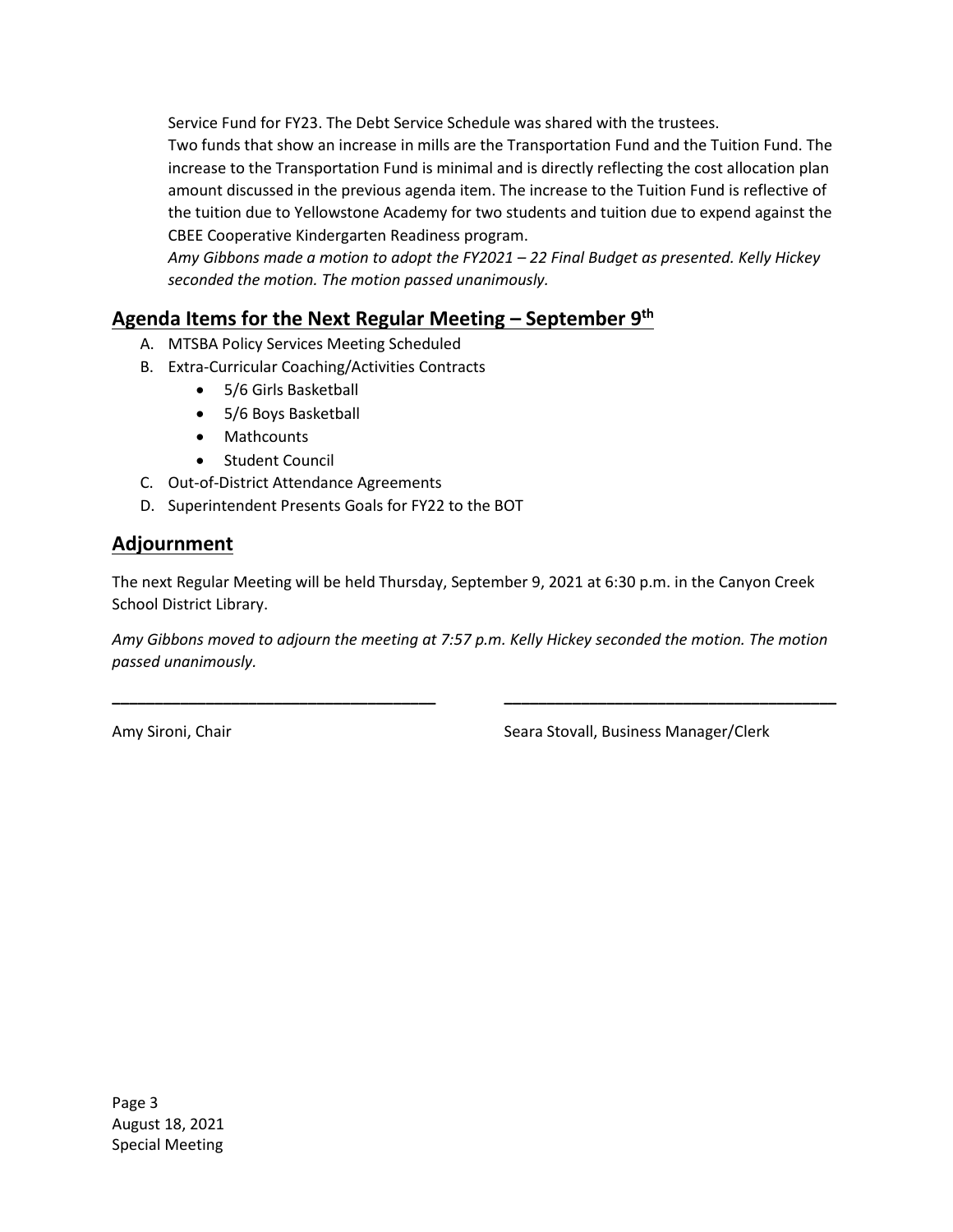Service Fund for FY23. The Debt Service Schedule was shared with the trustees.

Two funds that show an increase in mills are the Transportation Fund and the Tuition Fund. The increase to the Transportation Fund is minimal and is directly reflecting the cost allocation plan amount discussed in the previous agenda item. The increase to the Tuition Fund is reflective of the tuition due to Yellowstone Academy for two students and tuition due to expend against the CBEE Cooperative Kindergarten Readiness program.

*Amy Gibbons made a motion to adopt the FY2021 – 22 Final Budget as presented. Kelly Hickey seconded the motion. The motion passed unanimously.*

## Agenda Items for the Next Regular Meeting – September 9th

A. MTSBA Policy Services Meeting Scheduled
B. Extra-Curricular Coaching/Activities Contracts
   - 5/6 Girls Basketball
   - 5/6 Boys Basketball
   - Mathcounts
   - Student Council
C. Out-of-District Attendance Agreements
D. Superintendent Presents Goals for FY22 to the BOT

## Adjournment

The next Regular Meeting will be held Thursday, September 9, 2021 at 6:30 p.m. in the Canyon Creek School District Library.

*Amy Gibbons moved to adjourn the meeting at 7:57 p.m. Kelly Hickey seconded the motion. The motion passed unanimously.*

\_\_\_\_\_\_\_\_\_\_\_\_\_\_\_\_\_\_\_\_\_\_\_\_\_\_\_\_\_\_\_\_\_\_\_\_ \_\_\_\_\_\_\_\_\_\_\_\_\_\_\_\_\_\_\_\_\_\_\_\_\_\_\_\_\_\_\_\_\_\_\_\_

Amy Sironi, Chair Seara Stovall, Business Manager/Clerk

August 18, 2021
Special Meeting